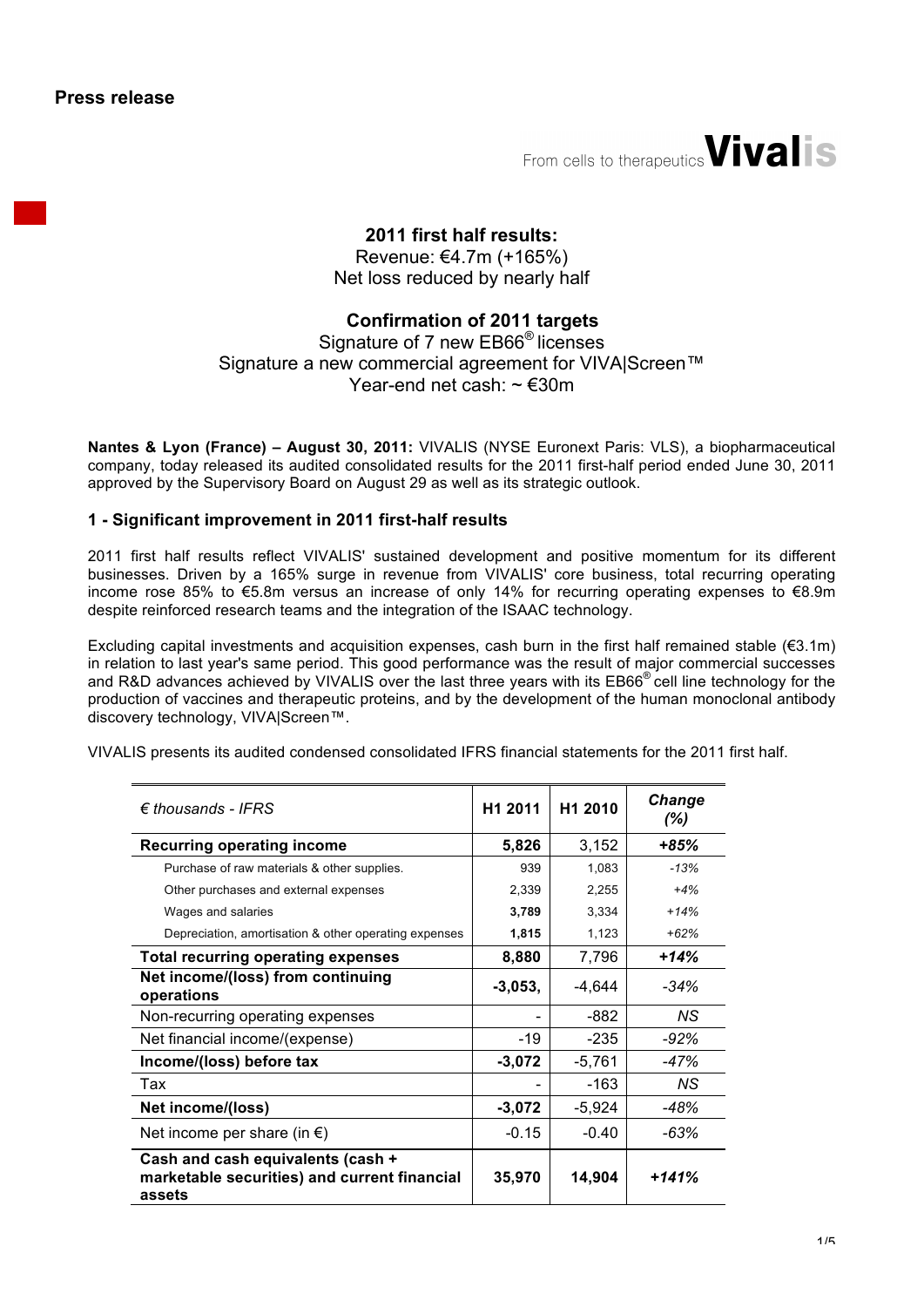**Press release**

From cells to therapeutics **Vivalis**

## 2011 first half results:

Revenue: €4.7m (+165%)
Net loss reduced by nearly half

## Confirmation of 2011 targets

Signature of 7 new EB66® licenses
Signature a new commercial agreement for VIVA|Screen™
Year-end net cash: ~ €30m

**Nantes & Lyon (France) – August 30, 2011:** VIVALIS (NYSE Euronext Paris: VLS), a biopharmaceutical company, today released its audited consolidated results for the 2011 first-half period ended June 30, 2011 approved by the Supervisory Board on August 29 as well as its strategic outlook.

### 1 - Significant improvement in 2011 first-half results

2011 first half results reflect VIVALIS' sustained development and positive momentum for its different businesses. Driven by a 165% surge in revenue from VIVALIS' core business, total recurring operating income rose 85% to €5.8m versus an increase of only 14% for recurring operating expenses to €8.9m despite reinforced research teams and the integration of the ISAAC technology.

Excluding capital investments and acquisition expenses, cash burn in the first half remained stable (€3.1m) in relation to last year's same period. This good performance was the result of major commercial successes and R&D advances achieved by VIVALIS over the last three years with its EB66® cell line technology for the production of vaccines and therapeutic proteins, and by the development of the human monoclonal antibody discovery technology, VIVA|Screen™.

VIVALIS presents its audited condensed consolidated IFRS financial statements for the 2011 first half.

| *€ thousands - IFRS* | **H1 2011** | **H1 2010** | ***Change (%)*** |
|---|---|---|---|
| **Recurring operating income** | **5,826** | 3,152 | ***+85%*** |
| Purchase of raw materials & other supplies. | 939 | 1,083 | *-13%* |
| Other purchases and external expenses | 2,339 | 2,255 | *+4%* |
| Wages and salaries | **3,789** | 3,334 | *+14%* |
| Depreciation, amortisation & other operating expenses | **1,815** | 1,123 | *+62%* |
| **Total recurring operating expenses** | **8,880** | 7,796 | ***+14%*** |
| **Net income/(loss) from continuing operations** | **-3,053,** | -4,644 | *-34%* |
| Non-recurring operating expenses | - | -882 | *NS* |
| Net financial income/(expense) | -19 | -235 | *-92%* |
| **Income/(loss) before tax** | **-3,072** | -5,761 | *-47%* |
| Tax | - | -163 | *NS* |
| **Net income/(loss)** | **-3,072** | -5,924 | *-48%* |
| Net income per share (in €) | -0.15 | -0.40 | *-63%* |
| **Cash and cash equivalents (cash + marketable securities) and current financial assets** | **35,970** | **14,904** | ***+141%*** |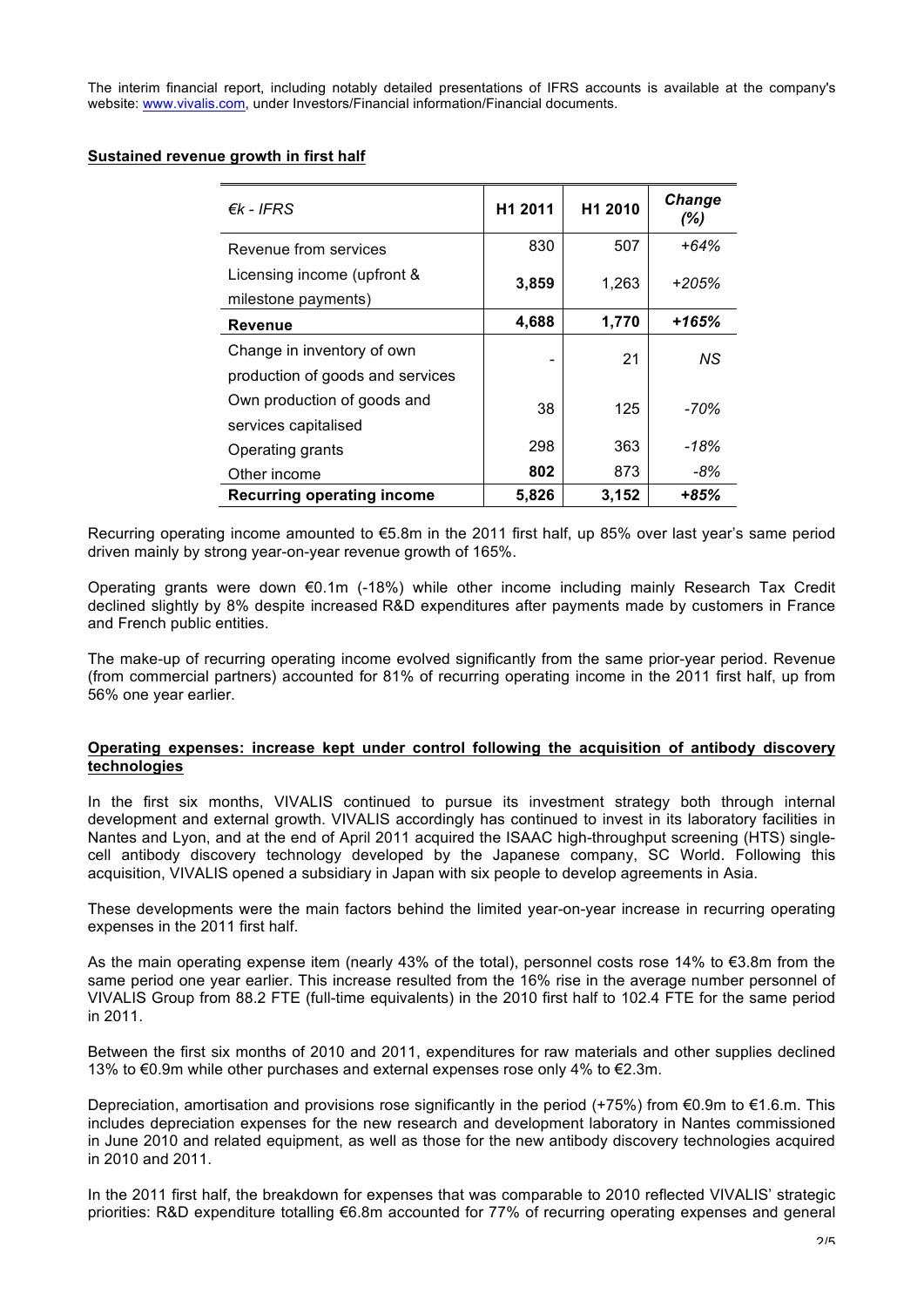The interim financial report, including notably detailed presentations of IFRS accounts is available at the company's website: www.vivalis.com, under Investors/Financial information/Financial documents.

**Sustained revenue growth in first half**

| *€k - IFRS* | H1 2011 | H1 2010 | *Change (%)* |
|---|---|---|---|
| Revenue from services | 830 | 507 | *+64%* |
| Licensing income (upfront & milestone payments) | **3,859** | 1,263 | *+205%* |
| **Revenue** | **4,688** | **1,770** | ***+165%*** |
| Change in inventory of own production of goods and services | - | 21 | *NS* |
| Own production of goods and services capitalised | 38 | 125 | *-70%* |
| Operating grants | 298 | 363 | *-18%* |
| Other income | **802** | 873 | *-8%* |
| **Recurring operating income** | **5,826** | **3,152** | ***+85%*** |

Recurring operating income amounted to €5.8m in the 2011 first half, up 85% over last year's same period driven mainly by strong year-on-year revenue growth of 165%.

Operating grants were down €0.1m (-18%) while other income including mainly Research Tax Credit declined slightly by 8% despite increased R&D expenditures after payments made by customers in France and French public entities.

The make-up of recurring operating income evolved significantly from the same prior-year period. Revenue (from commercial partners) accounted for 81% of recurring operating income in the 2011 first half, up from 56% one year earlier.

**Operating expenses: increase kept under control following the acquisition of antibody discovery technologies**

In the first six months, VIVALIS continued to pursue its investment strategy both through internal development and external growth. VIVALIS accordingly has continued to invest in its laboratory facilities in Nantes and Lyon, and at the end of April 2011 acquired the ISAAC high-throughput screening (HTS) single-cell antibody discovery technology developed by the Japanese company, SC World. Following this acquisition, VIVALIS opened a subsidiary in Japan with six people to develop agreements in Asia.

These developments were the main factors behind the limited year-on-year increase in recurring operating expenses in the 2011 first half.

As the main operating expense item (nearly 43% of the total), personnel costs rose 14% to €3.8m from the same period one year earlier. This increase resulted from the 16% rise in the average number personnel of VIVALIS Group from 88.2 FTE (full-time equivalents) in the 2010 first half to 102.4 FTE for the same period in 2011.

Between the first six months of 2010 and 2011, expenditures for raw materials and other supplies declined 13% to €0.9m while other purchases and external expenses rose only 4% to €2.3m.

Depreciation, amortisation and provisions rose significantly in the period (+75%) from €0.9m to €1.6m. This includes depreciation expenses for the new research and development laboratory in Nantes commissioned in June 2010 and related equipment, as well as those for the new antibody discovery technologies acquired in 2010 and 2011.

In the 2011 first half, the breakdown for expenses that was comparable to 2010 reflected VIVALIS' strategic priorities: R&D expenditure totalling €6.8m accounted for 77% of recurring operating expenses and general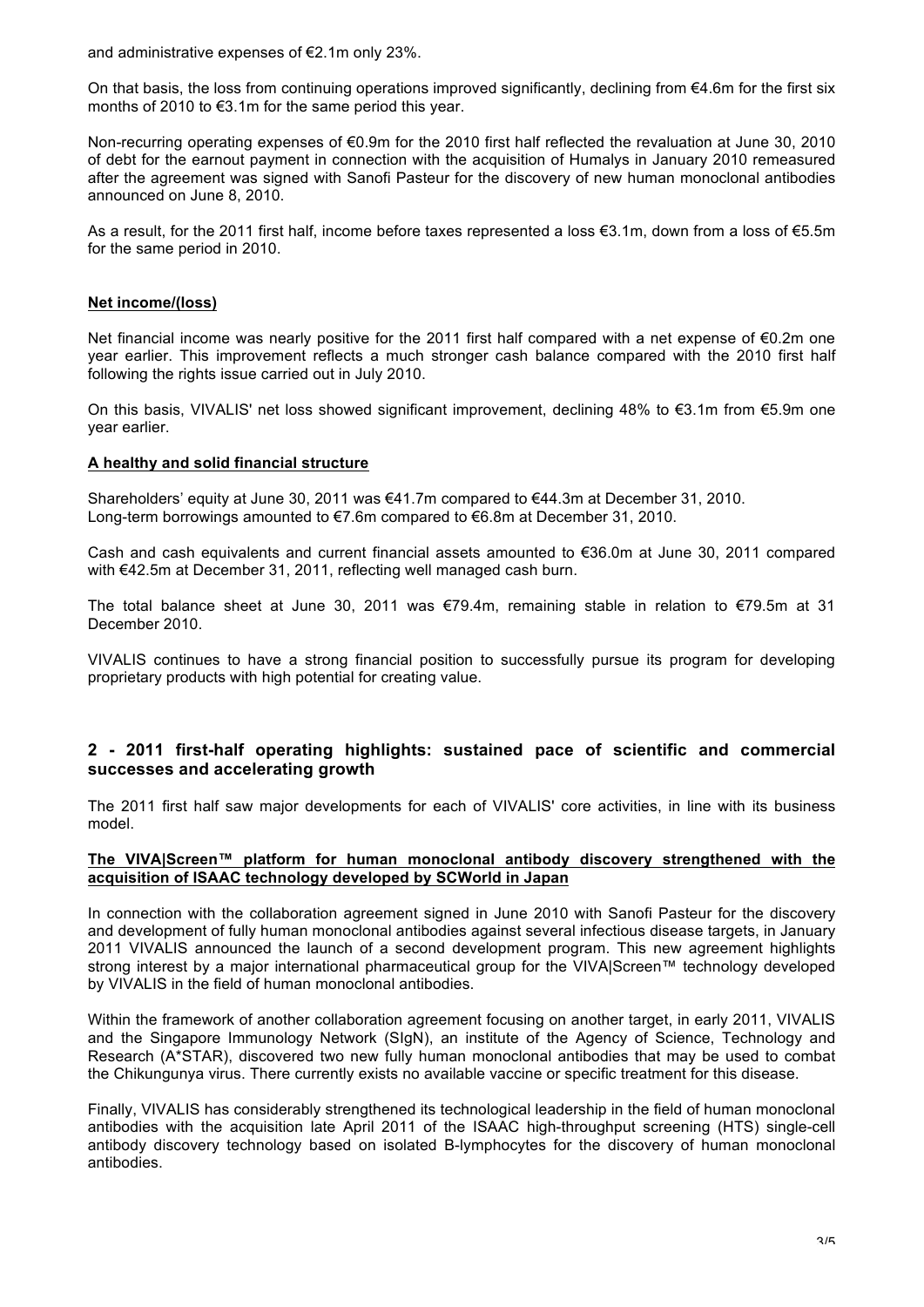and administrative expenses of €2.1m only 23%.

On that basis, the loss from continuing operations improved significantly, declining from €4.6m for the first six months of 2010 to €3.1m for the same period this year.

Non-recurring operating expenses of €0.9m for the 2010 first half reflected the revaluation at June 30, 2010 of debt for the earnout payment in connection with the acquisition of Humalys in January 2010 remeasured after the agreement was signed with Sanofi Pasteur for the discovery of new human monoclonal antibodies announced on June 8, 2010.

As a result, for the 2011 first half, income before taxes represented a loss €3.1m, down from a loss of €5.5m for the same period in 2010.

**Net income/(loss)**

Net financial income was nearly positive for the 2011 first half compared with a net expense of €0.2m one year earlier. This improvement reflects a much stronger cash balance compared with the 2010 first half following the rights issue carried out in July 2010.

On this basis, VIVALIS' net loss showed significant improvement, declining 48% to €3.1m from €5.9m one year earlier.

**A healthy and solid financial structure**

Shareholders' equity at June 30, 2011 was €41.7m compared to €44.3m at December 31, 2010.
Long-term borrowings amounted to €7.6m compared to €6.8m at December 31, 2010.

Cash and cash equivalents and current financial assets amounted to €36.0m at June 30, 2011 compared with €42.5m at December 31, 2011, reflecting well managed cash burn.

The total balance sheet at June 30, 2011 was €79.4m, remaining stable in relation to €79.5m at 31 December 2010.

VIVALIS continues to have a strong financial position to successfully pursue its program for developing proprietary products with high potential for creating value.

## 2 - 2011 first-half operating highlights: sustained pace of scientific and commercial successes and accelerating growth

The 2011 first half saw major developments for each of VIVALIS' core activities, in line with its business model.

**The VIVA|Screen™ platform for human monoclonal antibody discovery strengthened with the acquisition of ISAAC technology developed by SCWorld in Japan**

In connection with the collaboration agreement signed in June 2010 with Sanofi Pasteur for the discovery and development of fully human monoclonal antibodies against several infectious disease targets, in January 2011 VIVALIS announced the launch of a second development program. This new agreement highlights strong interest by a major international pharmaceutical group for the VIVA|Screen™ technology developed by VIVALIS in the field of human monoclonal antibodies.

Within the framework of another collaboration agreement focusing on another target, in early 2011, VIVALIS and the Singapore Immunology Network (SIgN), an institute of the Agency of Science, Technology and Research (A*STAR), discovered two new fully human monoclonal antibodies that may be used to combat the Chikungunya virus. There currently exists no available vaccine or specific treatment for this disease.

Finally, VIVALIS has considerably strengthened its technological leadership in the field of human monoclonal antibodies with the acquisition late April 2011 of the ISAAC high-throughput screening (HTS) single-cell antibody discovery technology based on isolated B-lymphocytes for the discovery of human monoclonal antibodies.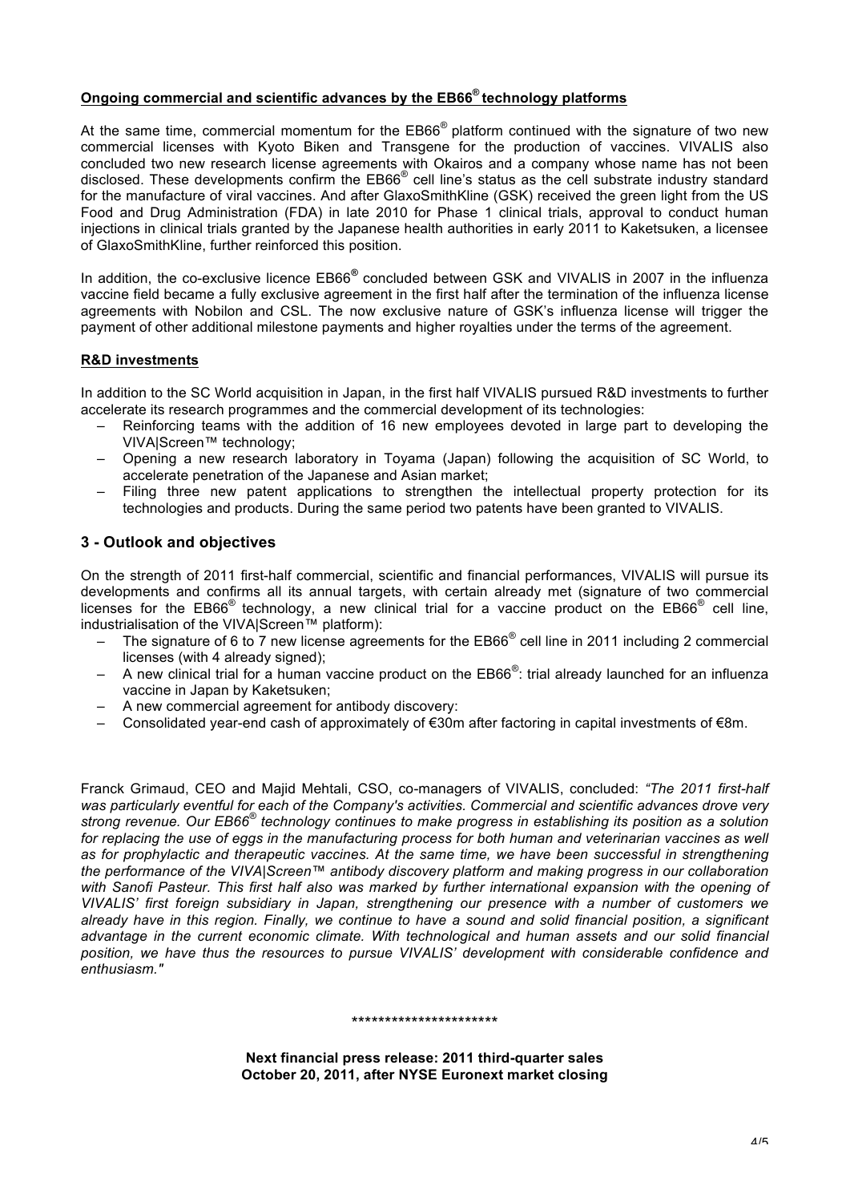**Ongoing commercial and scientific advances by the EB66® technology platforms**

At the same time, commercial momentum for the EB66® platform continued with the signature of two new commercial licenses with Kyoto Biken and Transgene for the production of vaccines. VIVALIS also concluded two new research license agreements with Okairos and a company whose name has not been disclosed. These developments confirm the EB66® cell line's status as the cell substrate industry standard for the manufacture of viral vaccines. And after GlaxoSmithKline (GSK) received the green light from the US Food and Drug Administration (FDA) in late 2010 for Phase 1 clinical trials, approval to conduct human injections in clinical trials granted by the Japanese health authorities in early 2011 to Kaketsuken, a licensee of GlaxoSmithKline, further reinforced this position.

In addition, the co-exclusive licence EB66® concluded between GSK and VIVALIS in 2007 in the influenza vaccine field became a fully exclusive agreement in the first half after the termination of the influenza license agreements with Nobilon and CSL. The now exclusive nature of GSK's influenza license will trigger the payment of other additional milestone payments and higher royalties under the terms of the agreement.

**R&D investments**

In addition to the SC World acquisition in Japan, in the first half VIVALIS pursued R&D investments to further accelerate its research programmes and the commercial development of its technologies:

- Reinforcing teams with the addition of 16 new employees devoted in large part to developing the VIVA|Screen™ technology;
- Opening a new research laboratory in Toyama (Japan) following the acquisition of SC World, to accelerate penetration of the Japanese and Asian market;
- Filing three new patent applications to strengthen the intellectual property protection for its technologies and products. During the same period two patents have been granted to VIVALIS.

## 3 - Outlook and objectives

On the strength of 2011 first-half commercial, scientific and financial performances, VIVALIS will pursue its developments and confirms all its annual targets, with certain already met (signature of two commercial licenses for the EB66® technology, a new clinical trial for a vaccine product on the EB66® cell line, industrialisation of the VIVA|Screen™ platform):

- The signature of 6 to 7 new license agreements for the EB66® cell line in 2011 including 2 commercial licenses (with 4 already signed);
- A new clinical trial for a human vaccine product on the EB66®: trial already launched for an influenza vaccine in Japan by Kaketsuken;
- A new commercial agreement for antibody discovery:
- Consolidated year-end cash of approximately of €30m after factoring in capital investments of €8m.

Franck Grimaud, CEO and Majid Mehtali, CSO, co-managers of VIVALIS, concluded: *"The 2011 first-half was particularly eventful for each of the Company's activities. Commercial and scientific advances drove very strong revenue. Our EB66® technology continues to make progress in establishing its position as a solution for replacing the use of eggs in the manufacturing process for both human and veterinarian vaccines as well as for prophylactic and therapeutic vaccines. At the same time, we have been successful in strengthening the performance of the VIVA|Screen™ antibody discovery platform and making progress in our collaboration with Sanofi Pasteur. This first half also was marked by further international expansion with the opening of VIVALIS' first foreign subsidiary in Japan, strengthening our presence with a number of customers we already have in this region. Finally, we continue to have a sound and solid financial position, a significant advantage in the current economic climate. With technological and human assets and our solid financial position, we have thus the resources to pursue VIVALIS' development with considerable confidence and enthusiasm."*

*********************

**Next financial press release: 2011 third-quarter sales**
**October 20, 2011, after NYSE Euronext market closing**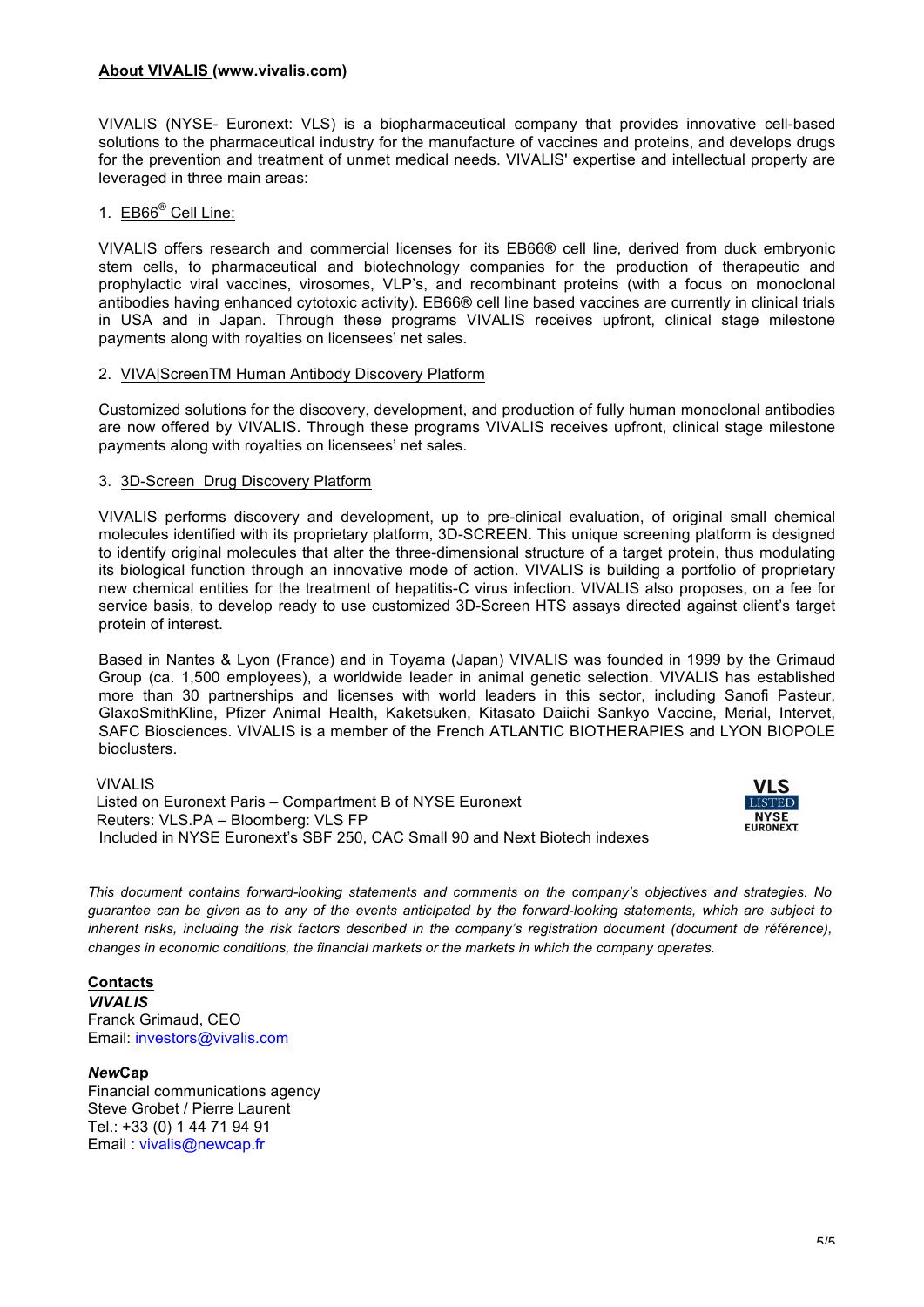**About VIVALIS (www.vivalis.com)**

VIVALIS (NYSE- Euronext: VLS) is a biopharmaceutical company that provides innovative cell-based solutions to the pharmaceutical industry for the manufacture of vaccines and proteins, and develops drugs for the prevention and treatment of unmet medical needs. VIVALIS' expertise and intellectual property are leveraged in three main areas:

1. EB66® Cell Line:

VIVALIS offers research and commercial licenses for its EB66® cell line, derived from duck embryonic stem cells, to pharmaceutical and biotechnology companies for the production of therapeutic and prophylactic viral vaccines, virosomes, VLP's, and recombinant proteins (with a focus on monoclonal antibodies having enhanced cytotoxic activity). EB66® cell line based vaccines are currently in clinical trials in USA and in Japan. Through these programs VIVALIS receives upfront, clinical stage milestone payments along with royalties on licensees' net sales.

2. VIVA|ScreenTM Human Antibody Discovery Platform

Customized solutions for the discovery, development, and production of fully human monoclonal antibodies are now offered by VIVALIS. Through these programs VIVALIS receives upfront, clinical stage milestone payments along with royalties on licensees' net sales.

3. 3D-Screen Drug Discovery Platform

VIVALIS performs discovery and development, up to pre-clinical evaluation, of original small chemical molecules identified with its proprietary platform, 3D-SCREEN. This unique screening platform is designed to identify original molecules that alter the three-dimensional structure of a target protein, thus modulating its biological function through an innovative mode of action. VIVALIS is building a portfolio of proprietary new chemical entities for the treatment of hepatitis-C virus infection. VIVALIS also proposes, on a fee for service basis, to develop ready to use customized 3D-Screen HTS assays directed against client's target protein of interest.

Based in Nantes & Lyon (France) and in Toyama (Japan) VIVALIS was founded in 1999 by the Grimaud Group (ca. 1,500 employees), a worldwide leader in animal genetic selection. VIVALIS has established more than 30 partnerships and licenses with world leaders in this sector, including Sanofi Pasteur, GlaxoSmithKline, Pfizer Animal Health, Kaketsuken, Kitasato Daiichi Sankyo Vaccine, Merial, Intervet, SAFC Biosciences. VIVALIS is a member of the French ATLANTIC BIOTHERAPIES and LYON BIOPOLE bioclusters.

VIVALIS
Listed on Euronext Paris – Compartment B of NYSE Euronext
Reuters: VLS.PA – Bloomberg: VLS FP
Included in NYSE Euronext's SBF 250, CAC Small 90 and Next Biotech indexes

VLS
LISTED
NYSE
EURONEXT

*This document contains forward-looking statements and comments on the company's objectives and strategies. No guarantee can be given as to any of the events anticipated by the forward-looking statements, which are subject to inherent risks, including the risk factors described in the company's registration document (document de référence), changes in economic conditions, the financial markets or the markets in which the company operates.*

**Contacts**

***VIVALIS***
Franck Grimaud, CEO
Email: investors@vivalis.com

***New*Cap**
Financial communications agency
Steve Grobet / Pierre Laurent
Tel.: +33 (0) 1 44 71 94 91
Email : vivalis@newcap.fr